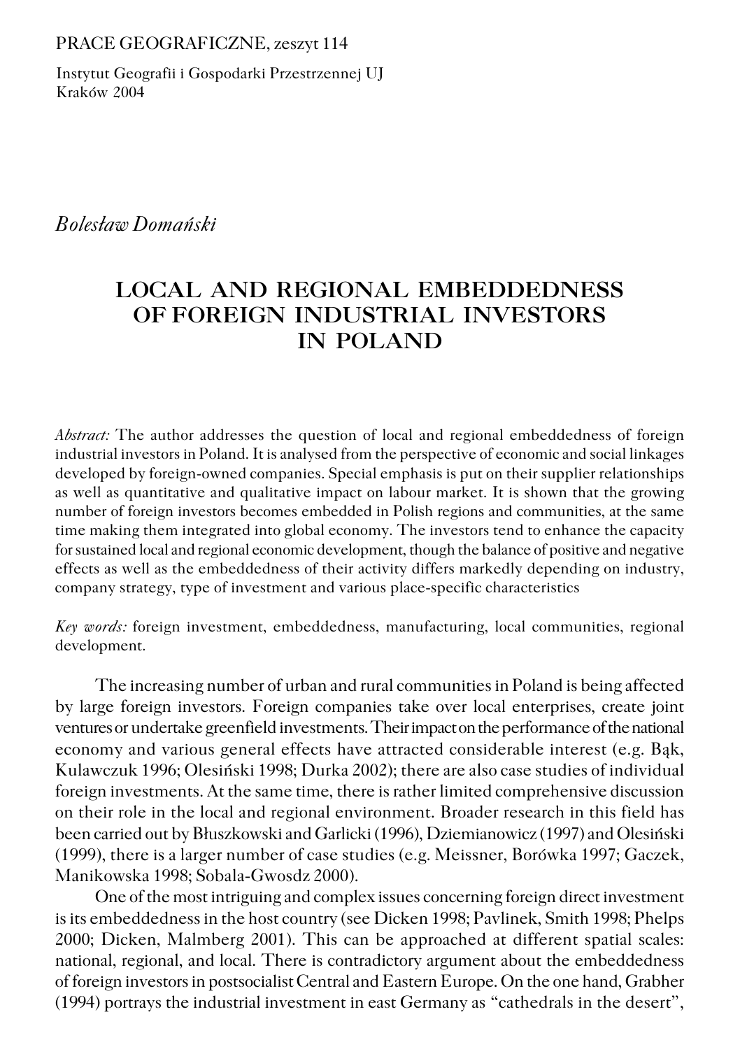PRACE GEOGRAFICZNE, zeszyt 114

Instytut Geografii i Gospodarki Przestrzennej UJ
Kraków 2004

*Bolesław Domański*

# LOCAL AND REGIONAL EMBEDDEDNESS OF FOREIGN INDUSTRIAL INVESTORS IN POLAND

*Abstract:* The author addresses the question of local and regional embeddedness of foreign industrial investors in Poland. It is analysed from the perspective of economic and social linkages developed by foreign-owned companies. Special emphasis is put on their supplier relationships as well as quantitative and qualitative impact on labour market. It is shown that the growing number of foreign investors becomes embedded in Polish regions and communities, at the same time making them integrated into global economy. The investors tend to enhance the capacity for sustained local and regional economic development, though the balance of positive and negative effects as well as the embeddedness of their activity differs markedly depending on industry, company strategy, type of investment and various place-specific characteristics

*Key words:* foreign investment, embeddedness, manufacturing, local communities, regional development.

The increasing number of urban and rural communities in Poland is being affected by large foreign investors. Foreign companies take over local enterprises, create joint ventures or undertake greenfield investments. Their impact on the performance of the national economy and various general effects have attracted considerable interest (e.g. Bąk, Kulawczuk 1996; Olesiński 1998; Durka 2002); there are also case studies of individual foreign investments. At the same time, there is rather limited comprehensive discussion on their role in the local and regional environment. Broader research in this field has been carried out by Błuszkowski and Garlicki (1996), Dziemianowicz (1997) and Olesiński (1999), there is a larger number of case studies (e.g. Meissner, Borówka 1997; Gaczek, Manikowska 1998; Sobala-Gwosdz 2000).

One of the most intriguing and complex issues concerning foreign direct investment is its embeddedness in the host country (see Dicken 1998; Pavlinek, Smith 1998; Phelps 2000; Dicken, Malmberg 2001). This can be approached at different spatial scales: national, regional, and local. There is contradictory argument about the embeddedness of foreign investors in postsocialist Central and Eastern Europe. On the one hand, Grabher (1994) portrays the industrial investment in east Germany as "cathedrals in the desert",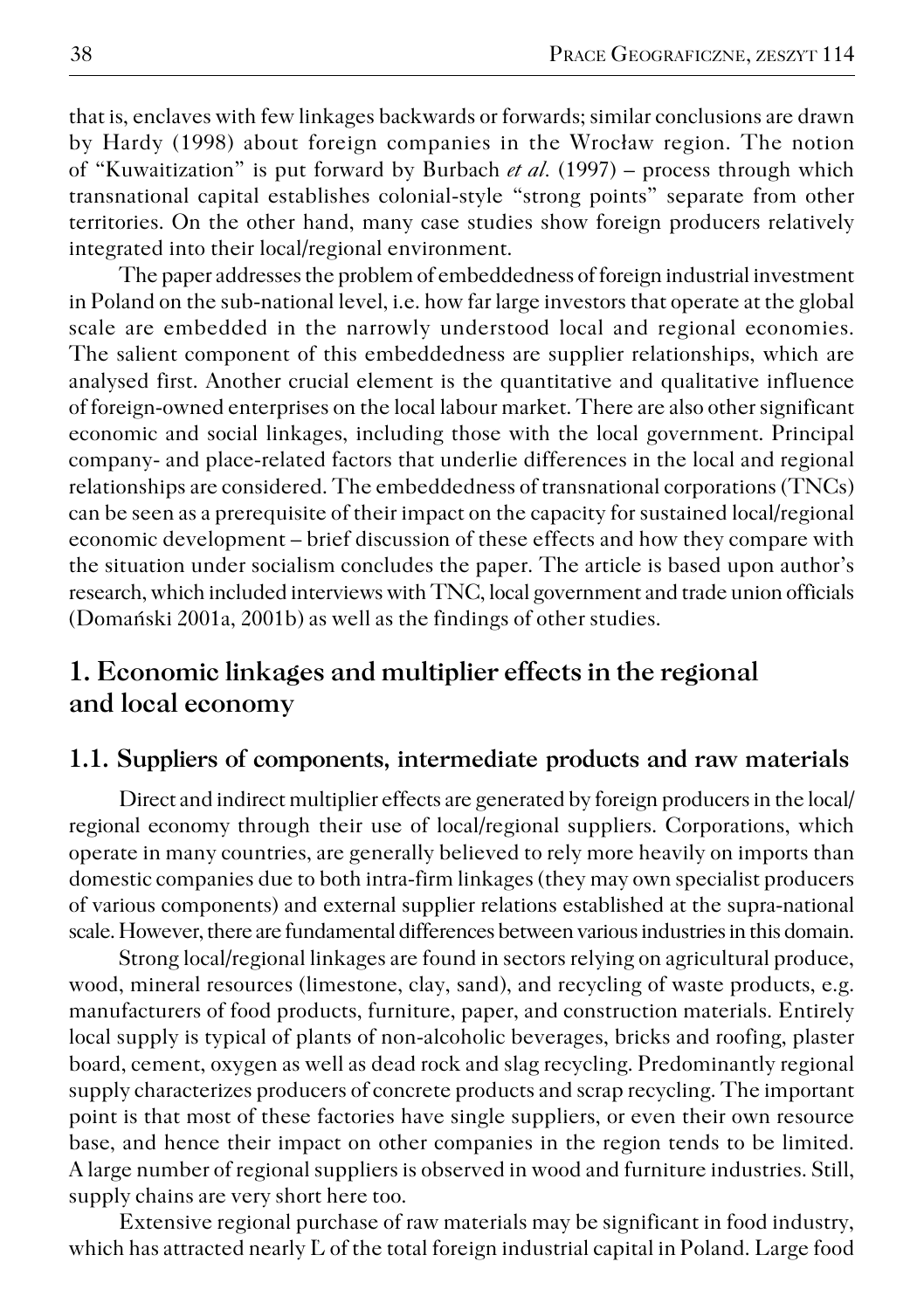that is, enclaves with few linkages backwards or forwards; similar conclusions are drawn by Hardy (1998) about foreign companies in the Wrocław region. The notion of "Kuwaitization" is put forward by Burbach *et al.* (1997) – process through which transnational capital establishes colonial-style "strong points" separate from other territories. On the other hand, many case studies show foreign producers relatively integrated into their local/regional environment.

The paper addresses the problem of embeddedness of foreign industrial investment in Poland on the sub-national level, i.e. how far large investors that operate at the global scale are embedded in the narrowly understood local and regional economies. The salient component of this embeddedness are supplier relationships, which are analysed first. Another crucial element is the quantitative and qualitative influence of foreign-owned enterprises on the local labour market. There are also other significant economic and social linkages, including those with the local government. Principal company- and place-related factors that underlie differences in the local and regional relationships are considered. The embeddedness of transnational corporations (TNCs) can be seen as a prerequisite of their impact on the capacity for sustained local/regional economic development – brief discussion of these effects and how they compare with the situation under socialism concludes the paper. The article is based upon author's research, which included interviews with TNC, local government and trade union officials (Domański 2001a, 2001b) as well as the findings of other studies.

## 1. Economic linkages and multiplier effects in the regional and local economy

### 1.1. Suppliers of components, intermediate products and raw materials

Direct and indirect multiplier effects are generated by foreign producers in the local/regional economy through their use of local/regional suppliers. Corporations, which operate in many countries, are generally believed to rely more heavily on imports than domestic companies due to both intra-firm linkages (they may own specialist producers of various components) and external supplier relations established at the supra-national scale. However, there are fundamental differences between various industries in this domain.

Strong local/regional linkages are found in sectors relying on agricultural produce, wood, mineral resources (limestone, clay, sand), and recycling of waste products, e.g. manufacturers of food products, furniture, paper, and construction materials. Entirely local supply is typical of plants of non-alcoholic beverages, bricks and roofing, plaster board, cement, oxygen as well as dead rock and slag recycling. Predominantly regional supply characterizes producers of concrete products and scrap recycling. The important point is that most of these factories have single suppliers, or even their own resource base, and hence their impact on other companies in the region tends to be limited. A large number of regional suppliers is observed in wood and furniture industries. Still, supply chains are very short here too.

Extensive regional purchase of raw materials may be significant in food industry, which has attracted nearly L of the total foreign industrial capital in Poland. Large food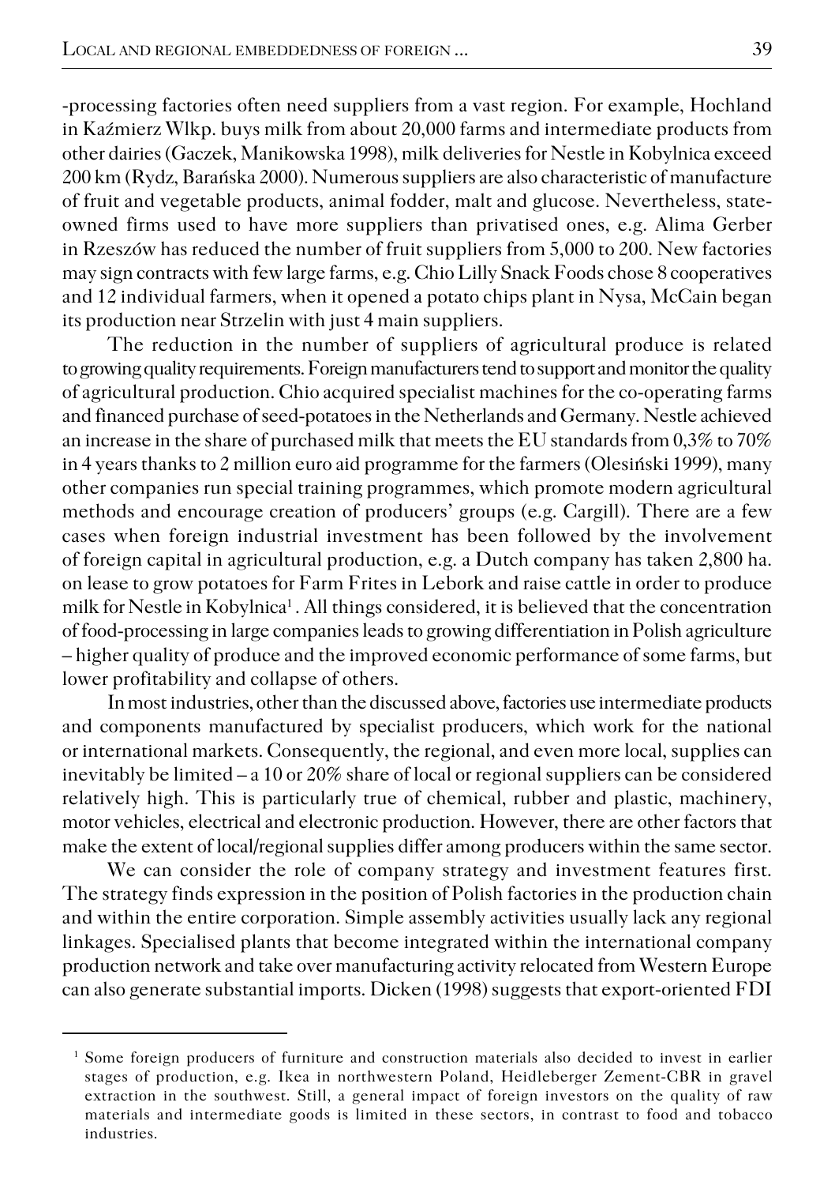-processing factories often need suppliers from a vast region. For example, Hochland in Kaźmierz Wlkp. buys milk from about 20,000 farms and intermediate products from other dairies (Gaczek, Manikowska 1998), milk deliveries for Nestle in Kobylnica exceed 200 km (Rydz, Barańska 2000). Numerous suppliers are also characteristic of manufacture of fruit and vegetable products, animal fodder, malt and glucose. Nevertheless, state-owned firms used to have more suppliers than privatised ones, e.g. Alima Gerber in Rzeszów has reduced the number of fruit suppliers from 5,000 to 200. New factories may sign contracts with few large farms, e.g. Chio Lilly Snack Foods chose 8 cooperatives and 12 individual farmers, when it opened a potato chips plant in Nysa, McCain began its production near Strzelin with just 4 main suppliers.

The reduction in the number of suppliers of agricultural produce is related to growing quality requirements. Foreign manufacturers tend to support and monitor the quality of agricultural production. Chio acquired specialist machines for the co-operating farms and financed purchase of seed-potatoes in the Netherlands and Germany. Nestle achieved an increase in the share of purchased milk that meets the EU standards from 0,3% to 70% in 4 years thanks to 2 million euro aid programme for the farmers (Olesiński 1999), many other companies run special training programmes, which promote modern agricultural methods and encourage creation of producers' groups (e.g. Cargill). There are a few cases when foreign industrial investment has been followed by the involvement of foreign capital in agricultural production, e.g. a Dutch company has taken 2,800 ha. on lease to grow potatoes for Farm Frites in Lebork and raise cattle in order to produce milk for Nestle in Kobylnica[1]. All things considered, it is believed that the concentration of food-processing in large companies leads to growing differentiation in Polish agriculture – higher quality of produce and the improved economic performance of some farms, but lower profitability and collapse of others.

In most industries, other than the discussed above, factories use intermediate products and components manufactured by specialist producers, which work for the national or international markets. Consequently, the regional, and even more local, supplies can inevitably be limited – a 10 or 20% share of local or regional suppliers can be considered relatively high. This is particularly true of chemical, rubber and plastic, machinery, motor vehicles, electrical and electronic production. However, there are other factors that make the extent of local/regional supplies differ among producers within the same sector.

We can consider the role of company strategy and investment features first. The strategy finds expression in the position of Polish factories in the production chain and within the entire corporation. Simple assembly activities usually lack any regional linkages. Specialised plants that become integrated within the international company production network and take over manufacturing activity relocated from Western Europe can also generate substantial imports. Dicken (1998) suggests that export-oriented FDI

---

[1] Some foreign producers of furniture and construction materials also decided to invest in earlier stages of production, e.g. Ikea in northwestern Poland, Heidleberger Zement-CBR in gravel extraction in the southwest. Still, a general impact of foreign investors on the quality of raw materials and intermediate goods is limited in these sectors, in contrast to food and tobacco industries.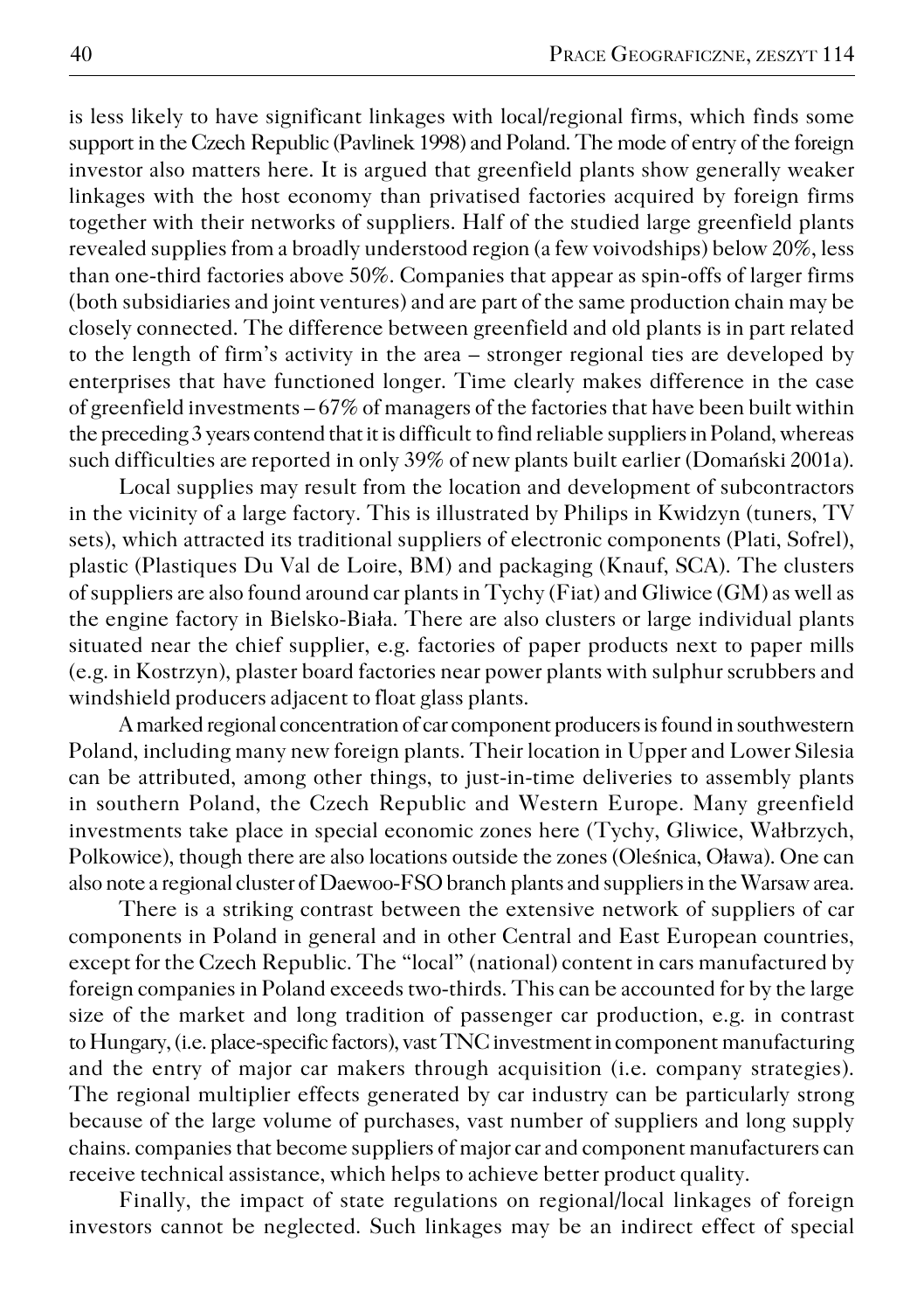is less likely to have significant linkages with local/regional firms, which finds some support in the Czech Republic (Pavlinek 1998) and Poland. The mode of entry of the foreign investor also matters here. It is argued that greenfield plants show generally weaker linkages with the host economy than privatised factories acquired by foreign firms together with their networks of suppliers. Half of the studied large greenfield plants revealed supplies from a broadly understood region (a few voivodships) below 20%, less than one-third factories above 50%. Companies that appear as spin-offs of larger firms (both subsidiaries and joint ventures) and are part of the same production chain may be closely connected. The difference between greenfield and old plants is in part related to the length of firm's activity in the area – stronger regional ties are developed by enterprises that have functioned longer. Time clearly makes difference in the case of greenfield investments – 67% of managers of the factories that have been built within the preceding 3 years contend that it is difficult to find reliable suppliers in Poland, whereas such difficulties are reported in only 39% of new plants built earlier (Domański 2001a).

Local supplies may result from the location and development of subcontractors in the vicinity of a large factory. This is illustrated by Philips in Kwidzyn (tuners, TV sets), which attracted its traditional suppliers of electronic components (Plati, Sofrel), plastic (Plastiques Du Val de Loire, BM) and packaging (Knauf, SCA). The clusters of suppliers are also found around car plants in Tychy (Fiat) and Gliwice (GM) as well as the engine factory in Bielsko-Biała. There are also clusters or large individual plants situated near the chief supplier, e.g. factories of paper products next to paper mills (e.g. in Kostrzyn), plaster board factories near power plants with sulphur scrubbers and windshield producers adjacent to float glass plants.

A marked regional concentration of car component producers is found in southwestern Poland, including many new foreign plants. Their location in Upper and Lower Silesia can be attributed, among other things, to just-in-time deliveries to assembly plants in southern Poland, the Czech Republic and Western Europe. Many greenfield investments take place in special economic zones here (Tychy, Gliwice, Wałbrzych, Polkowice), though there are also locations outside the zones (Oleśnica, Oława). One can also note a regional cluster of Daewoo-FSO branch plants and suppliers in the Warsaw area.

There is a striking contrast between the extensive network of suppliers of car components in Poland in general and in other Central and East European countries, except for the Czech Republic. The "local" (national) content in cars manufactured by foreign companies in Poland exceeds two-thirds. This can be accounted for by the large size of the market and long tradition of passenger car production, e.g. in contrast to Hungary, (i.e. place-specific factors), vast TNC investment in component manufacturing and the entry of major car makers through acquisition (i.e. company strategies). The regional multiplier effects generated by car industry can be particularly strong because of the large volume of purchases, vast number of suppliers and long supply chains. companies that become suppliers of major car and component manufacturers can receive technical assistance, which helps to achieve better product quality.

Finally, the impact of state regulations on regional/local linkages of foreign investors cannot be neglected. Such linkages may be an indirect effect of special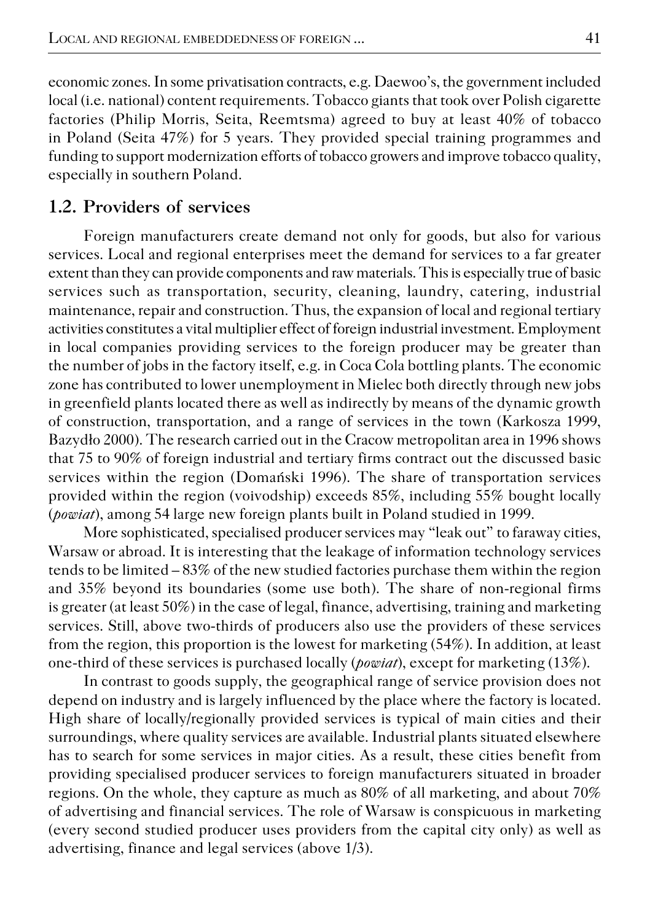economic zones. In some privatisation contracts, e.g. Daewoo's, the government included local (i.e. national) content requirements. Tobacco giants that took over Polish cigarette factories (Philip Morris, Seita, Reemtsma) agreed to buy at least 40% of tobacco in Poland (Seita 47%) for 5 years. They provided special training programmes and funding to support modernization efforts of tobacco growers and improve tobacco quality, especially in southern Poland.

## 1.2. Providers of services

Foreign manufacturers create demand not only for goods, but also for various services. Local and regional enterprises meet the demand for services to a far greater extent than they can provide components and raw materials. This is especially true of basic services such as transportation, security, cleaning, laundry, catering, industrial maintenance, repair and construction. Thus, the expansion of local and regional tertiary activities constitutes a vital multiplier effect of foreign industrial investment. Employment in local companies providing services to the foreign producer may be greater than the number of jobs in the factory itself, e.g. in Coca Cola bottling plants. The economic zone has contributed to lower unemployment in Mielec both directly through new jobs in greenfield plants located there as well as indirectly by means of the dynamic growth of construction, transportation, and a range of services in the town (Karkosza 1999, Bazydło 2000). The research carried out in the Cracow metropolitan area in 1996 shows that 75 to 90% of foreign industrial and tertiary firms contract out the discussed basic services within the region (Domański 1996). The share of transportation services provided within the region (voivodship) exceeds 85%, including 55% bought locally (*powiat*), among 54 large new foreign plants built in Poland studied in 1999.

More sophisticated, specialised producer services may "leak out" to faraway cities, Warsaw or abroad. It is interesting that the leakage of information technology services tends to be limited – 83% of the new studied factories purchase them within the region and 35% beyond its boundaries (some use both). The share of non-regional firms is greater (at least 50%) in the case of legal, finance, advertising, training and marketing services. Still, above two-thirds of producers also use the providers of these services from the region, this proportion is the lowest for marketing (54%). In addition, at least one-third of these services is purchased locally (*powiat*), except for marketing (13%).

In contrast to goods supply, the geographical range of service provision does not depend on industry and is largely influenced by the place where the factory is located. High share of locally/regionally provided services is typical of main cities and their surroundings, where quality services are available. Industrial plants situated elsewhere has to search for some services in major cities. As a result, these cities benefit from providing specialised producer services to foreign manufacturers situated in broader regions. On the whole, they capture as much as 80% of all marketing, and about 70% of advertising and financial services. The role of Warsaw is conspicuous in marketing (every second studied producer uses providers from the capital city only) as well as advertising, finance and legal services (above 1/3).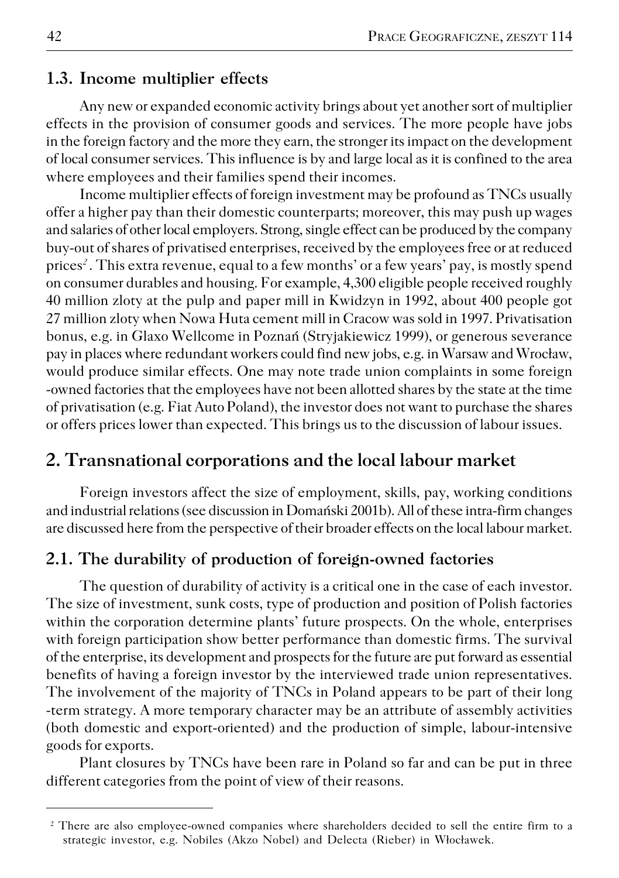## 1.3. Income multiplier effects

Any new or expanded economic activity brings about yet another sort of multiplier effects in the provision of consumer goods and services. The more people have jobs in the foreign factory and the more they earn, the stronger its impact on the development of local consumer services. This influence is by and large local as it is confined to the area where employees and their families spend their incomes.

Income multiplier effects of foreign investment may be profound as TNCs usually offer a higher pay than their domestic counterparts; moreover, this may push up wages and salaries of other local employers. Strong, single effect can be produced by the company buy-out of shares of privatised enterprises, received by the employees free or at reduced prices[2]. This extra revenue, equal to a few months' or a few years' pay, is mostly spend on consumer durables and housing. For example, 4,300 eligible people received roughly 40 million zloty at the pulp and paper mill in Kwidzyn in 1992, about 400 people got 27 million zloty when Nowa Huta cement mill in Cracow was sold in 1997. Privatisation bonus, e.g. in Glaxo Wellcome in Poznań (Stryjakiewicz 1999), or generous severance pay in places where redundant workers could find new jobs, e.g. in Warsaw and Wrocław, would produce similar effects. One may note trade union complaints in some foreign -owned factories that the employees have not been allotted shares by the state at the time of privatisation (e.g. Fiat Auto Poland), the investor does not want to purchase the shares or offers prices lower than expected. This brings us to the discussion of labour issues.

# 2. Transnational corporations and the local labour market

Foreign investors affect the size of employment, skills, pay, working conditions and industrial relations (see discussion in Domański 2001b). All of these intra-firm changes are discussed here from the perspective of their broader effects on the local labour market.

## 2.1. The durability of production of foreign-owned factories

The question of durability of activity is a critical one in the case of each investor. The size of investment, sunk costs, type of production and position of Polish factories within the corporation determine plants' future prospects. On the whole, enterprises with foreign participation show better performance than domestic firms. The survival of the enterprise, its development and prospects for the future are put forward as essential benefits of having a foreign investor by the interviewed trade union representatives. The involvement of the majority of TNCs in Poland appears to be part of their long -term strategy. A more temporary character may be an attribute of assembly activities (both domestic and export-oriented) and the production of simple, labour-intensive goods for exports.

Plant closures by TNCs have been rare in Poland so far and can be put in three different categories from the point of view of their reasons.

---

[2] There are also employee-owned companies where shareholders decided to sell the entire firm to a strategic investor, e.g. Nobiles (Akzo Nobel) and Delecta (Rieber) in Włocławek.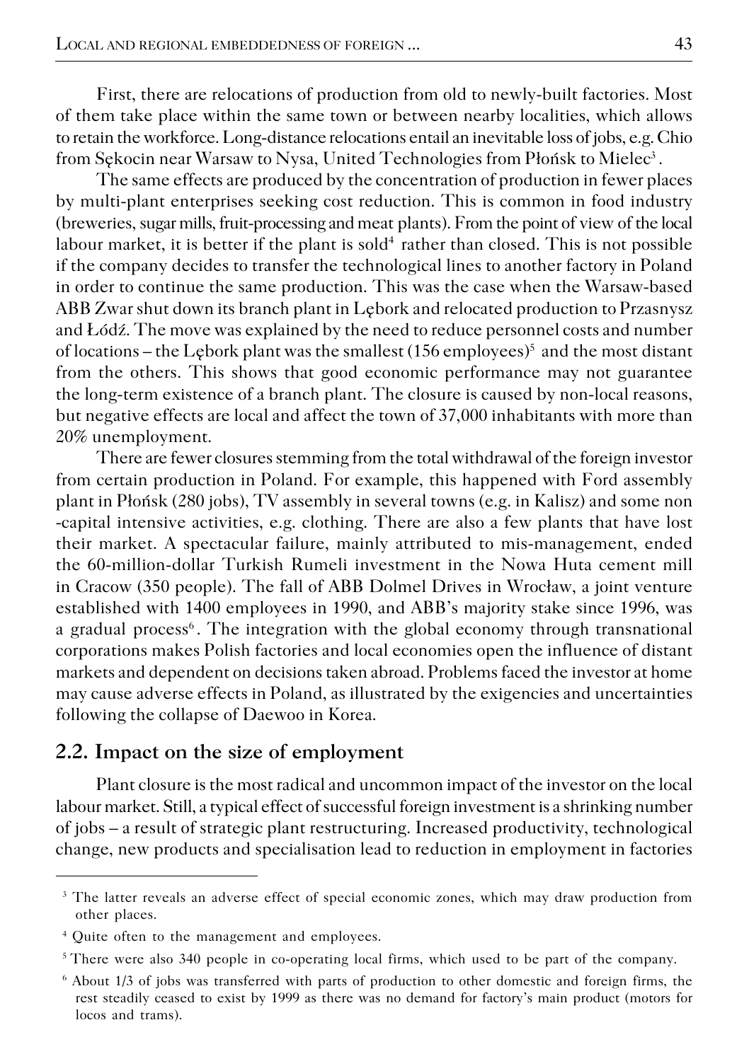First, there are relocations of production from old to newly-built factories. Most of them take place within the same town or between nearby localities, which allows to retain the workforce. Long-distance relocations entail an inevitable loss of jobs, e.g. Chio from Sękocin near Warsaw to Nysa, United Technologies from Płońsk to Mielec[3].

The same effects are produced by the concentration of production in fewer places by multi-plant enterprises seeking cost reduction. This is common in food industry (breweries, sugar mills, fruit-processing and meat plants). From the point of view of the local labour market, it is better if the plant is sold[4] rather than closed. This is not possible if the company decides to transfer the technological lines to another factory in Poland in order to continue the same production. This was the case when the Warsaw-based ABB Zwar shut down its branch plant in Lębork and relocated production to Przasnysz and Łódź. The move was explained by the need to reduce personnel costs and number of locations – the Lębork plant was the smallest (156 employees)[5] and the most distant from the others. This shows that good economic performance may not guarantee the long-term existence of a branch plant. The closure is caused by non-local reasons, but negative effects are local and affect the town of 37,000 inhabitants with more than 20% unemployment.

There are fewer closures stemming from the total withdrawal of the foreign investor from certain production in Poland. For example, this happened with Ford assembly plant in Płońsk (280 jobs), TV assembly in several towns (e.g. in Kalisz) and some non -capital intensive activities, e.g. clothing. There are also a few plants that have lost their market. A spectacular failure, mainly attributed to mis-management, ended the 60-million-dollar Turkish Rumeli investment in the Nowa Huta cement mill in Cracow (350 people). The fall of ABB Dolmel Drives in Wrocław, a joint venture established with 1400 employees in 1990, and ABB's majority stake since 1996, was a gradual process[6]. The integration with the global economy through transnational corporations makes Polish factories and local economies open the influence of distant markets and dependent on decisions taken abroad. Problems faced the investor at home may cause adverse effects in Poland, as illustrated by the exigencies and uncertainties following the collapse of Daewoo in Korea.

## 2.2. Impact on the size of employment

Plant closure is the most radical and uncommon impact of the investor on the local labour market. Still, a typical effect of successful foreign investment is a shrinking number of jobs – a result of strategic plant restructuring. Increased productivity, technological change, new products and specialisation lead to reduction in employment in factories

---

[3] The latter reveals an adverse effect of special economic zones, which may draw production from other places.

[4] Quite often to the management and employees.

[5] There were also 340 people in co-operating local firms, which used to be part of the company.

[6] About 1/3 of jobs was transferred with parts of production to other domestic and foreign firms, the rest steadily ceased to exist by 1999 as there was no demand for factory's main product (motors for locos and trams).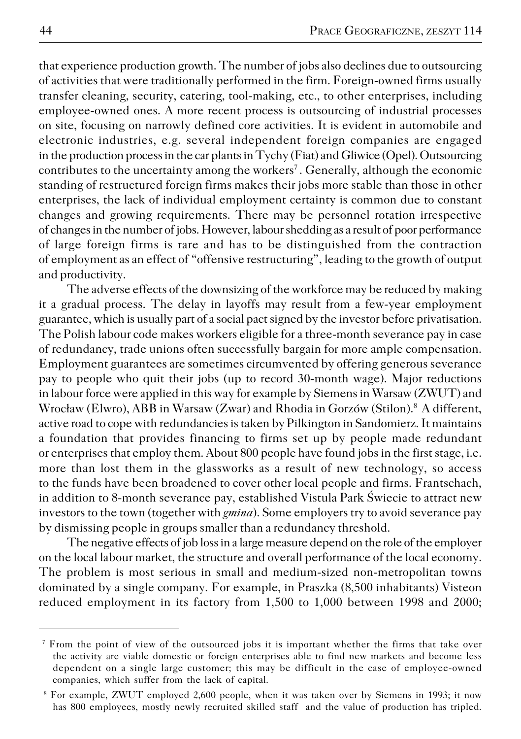that experience production growth. The number of jobs also declines due to outsourcing of activities that were traditionally performed in the firm. Foreign-owned firms usually transfer cleaning, security, catering, tool-making, etc., to other enterprises, including employee-owned ones. A more recent process is outsourcing of industrial processes on site, focusing on narrowly defined core activities. It is evident in automobile and electronic industries, e.g. several independent foreign companies are engaged in the production process in the car plants in Tychy (Fiat) and Gliwice (Opel). Outsourcing contributes to the uncertainty among the workers[7]. Generally, although the economic standing of restructured foreign firms makes their jobs more stable than those in other enterprises, the lack of individual employment certainty is common due to constant changes and growing requirements. There may be personnel rotation irrespective of changes in the number of jobs. However, labour shedding as a result of poor performance of large foreign firms is rare and has to be distinguished from the contraction of employment as an effect of "offensive restructuring", leading to the growth of output and productivity.

The adverse effects of the downsizing of the workforce may be reduced by making it a gradual process. The delay in layoffs may result from a few-year employment guarantee, which is usually part of a social pact signed by the investor before privatisation. The Polish labour code makes workers eligible for a three-month severance pay in case of redundancy, trade unions often successfully bargain for more ample compensation. Employment guarantees are sometimes circumvented by offering generous severance pay to people who quit their jobs (up to record 30-month wage). Major reductions in labour force were applied in this way for example by Siemens in Warsaw (ZWUT) and Wrocław (Elwro), ABB in Warsaw (Zwar) and Rhodia in Gorzów (Stilon).[8] A different, active road to cope with redundancies is taken by Pilkington in Sandomierz. It maintains a foundation that provides financing to firms set up by people made redundant or enterprises that employ them. About 800 people have found jobs in the first stage, i.e. more than lost them in the glassworks as a result of new technology, so access to the funds have been broadened to cover other local people and firms. Frantschach, in addition to 8-month severance pay, established Vistula Park Świecie to attract new investors to the town (together with *gmina*). Some employers try to avoid severance pay by dismissing people in groups smaller than a redundancy threshold.

The negative effects of job loss in a large measure depend on the role of the employer on the local labour market, the structure and overall performance of the local economy. The problem is most serious in small and medium-sized non-metropolitan towns dominated by a single company. For example, in Praszka (8,500 inhabitants) Visteon reduced employment in its factory from 1,500 to 1,000 between 1998 and 2000;

---

[7] From the point of view of the outsourced jobs it is important whether the firms that take over the activity are viable domestic or foreign enterprises able to find new markets and become less dependent on a single large customer; this may be difficult in the case of employee-owned companies, which suffer from the lack of capital.

[8] For example, ZWUT employed 2,600 people, when it was taken over by Siemens in 1993; it now has 800 employees, mostly newly recruited skilled staff and the value of production has tripled.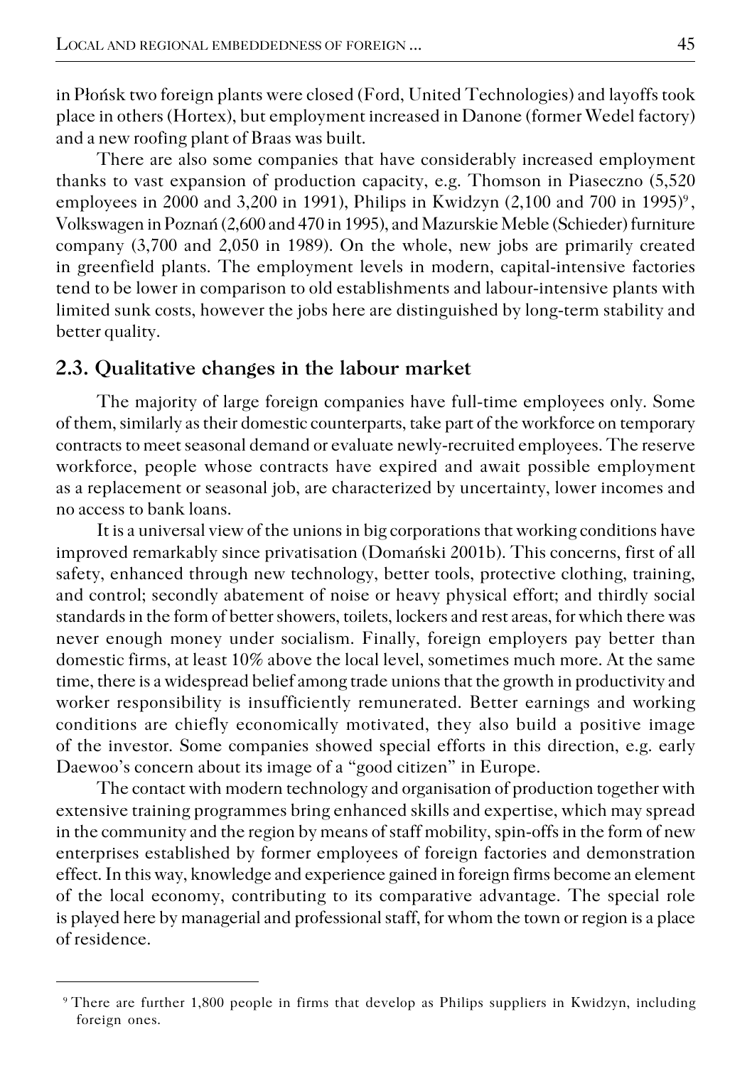in Płońsk two foreign plants were closed (Ford, United Technologies) and layoffs took place in others (Hortex), but employment increased in Danone (former Wedel factory) and a new roofing plant of Braas was built.

There are also some companies that have considerably increased employment thanks to vast expansion of production capacity, e.g. Thomson in Piaseczno (5,520 employees in 2000 and 3,200 in 1991), Philips in Kwidzyn (2,100 and 700 in 1995)[9], Volkswagen in Poznań (2,600 and 470 in 1995), and Mazurskie Meble (Schieder) furniture company (3,700 and 2,050 in 1989). On the whole, new jobs are primarily created in greenfield plants. The employment levels in modern, capital-intensive factories tend to be lower in comparison to old establishments and labour-intensive plants with limited sunk costs, however the jobs here are distinguished by long-term stability and better quality.

## 2.3. Qualitative changes in the labour market

The majority of large foreign companies have full-time employees only. Some of them, similarly as their domestic counterparts, take part of the workforce on temporary contracts to meet seasonal demand or evaluate newly-recruited employees. The reserve workforce, people whose contracts have expired and await possible employment as a replacement or seasonal job, are characterized by uncertainty, lower incomes and no access to bank loans.

It is a universal view of the unions in big corporations that working conditions have improved remarkably since privatisation (Domański 2001b). This concerns, first of all safety, enhanced through new technology, better tools, protective clothing, training, and control; secondly abatement of noise or heavy physical effort; and thirdly social standards in the form of better showers, toilets, lockers and rest areas, for which there was never enough money under socialism. Finally, foreign employers pay better than domestic firms, at least 10% above the local level, sometimes much more. At the same time, there is a widespread belief among trade unions that the growth in productivity and worker responsibility is insufficiently remunerated. Better earnings and working conditions are chiefly economically motivated, they also build a positive image of the investor. Some companies showed special efforts in this direction, e.g. early Daewoo's concern about its image of a "good citizen" in Europe.

The contact with modern technology and organisation of production together with extensive training programmes bring enhanced skills and expertise, which may spread in the community and the region by means of staff mobility, spin-offs in the form of new enterprises established by former employees of foreign factories and demonstration effect. In this way, knowledge and experience gained in foreign firms become an element of the local economy, contributing to its comparative advantage. The special role is played here by managerial and professional staff, for whom the town or region is a place of residence.

---

[9] There are further 1,800 people in firms that develop as Philips suppliers in Kwidzyn, including foreign ones.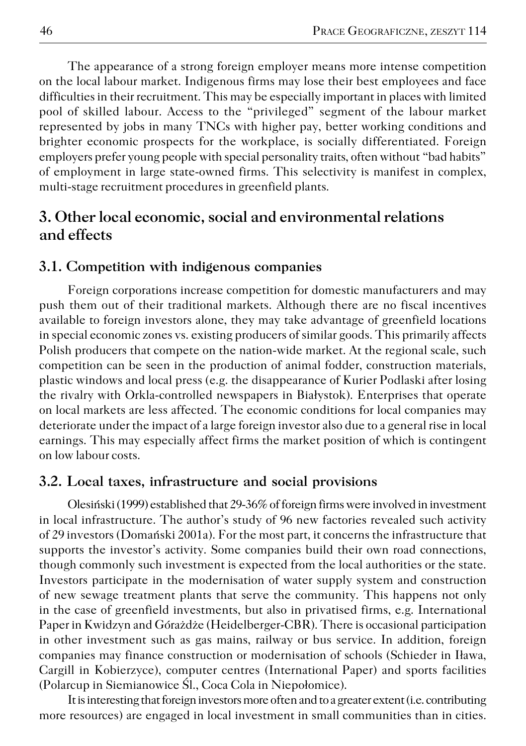The appearance of a strong foreign employer means more intense competition on the local labour market. Indigenous firms may lose their best employees and face difficulties in their recruitment. This may be especially important in places with limited pool of skilled labour. Access to the "privileged" segment of the labour market represented by jobs in many TNCs with higher pay, better working conditions and brighter economic prospects for the workplace, is socially differentiated. Foreign employers prefer young people with special personality traits, often without "bad habits" of employment in large state-owned firms. This selectivity is manifest in complex, multi-stage recruitment procedures in greenfield plants.

## 3. Other local economic, social and environmental relations and effects

### 3.1. Competition with indigenous companies

Foreign corporations increase competition for domestic manufacturers and may push them out of their traditional markets. Although there are no fiscal incentives available to foreign investors alone, they may take advantage of greenfield locations in special economic zones vs. existing producers of similar goods. This primarily affects Polish producers that compete on the nation-wide market. At the regional scale, such competition can be seen in the production of animal fodder, construction materials, plastic windows and local press (e.g. the disappearance of Kurier Podlaski after losing the rivalry with Orkla-controlled newspapers in Białystok). Enterprises that operate on local markets are less affected. The economic conditions for local companies may deteriorate under the impact of a large foreign investor also due to a general rise in local earnings. This may especially affect firms the market position of which is contingent on low labour costs.

### 3.2. Local taxes, infrastructure and social provisions

Olesiński (1999) established that 29-36% of foreign firms were involved in investment in local infrastructure. The author's study of 96 new factories revealed such activity of 29 investors (Domański 2001a). For the most part, it concerns the infrastructure that supports the investor's activity. Some companies build their own road connections, though commonly such investment is expected from the local authorities or the state. Investors participate in the modernisation of water supply system and construction of new sewage treatment plants that serve the community. This happens not only in the case of greenfield investments, but also in privatised firms, e.g. International Paper in Kwidzyn and Górażdże (Heidelberger-CBR). There is occasional participation in other investment such as gas mains, railway or bus service. In addition, foreign companies may finance construction or modernisation of schools (Schieder in Iława, Cargill in Kobierzyce), computer centres (International Paper) and sports facilities (Polarcup in Siemianowice Śl., Coca Cola in Niepołomice).

It is interesting that foreign investors more often and to a greater extent (i.e. contributing more resources) are engaged in local investment in small communities than in cities.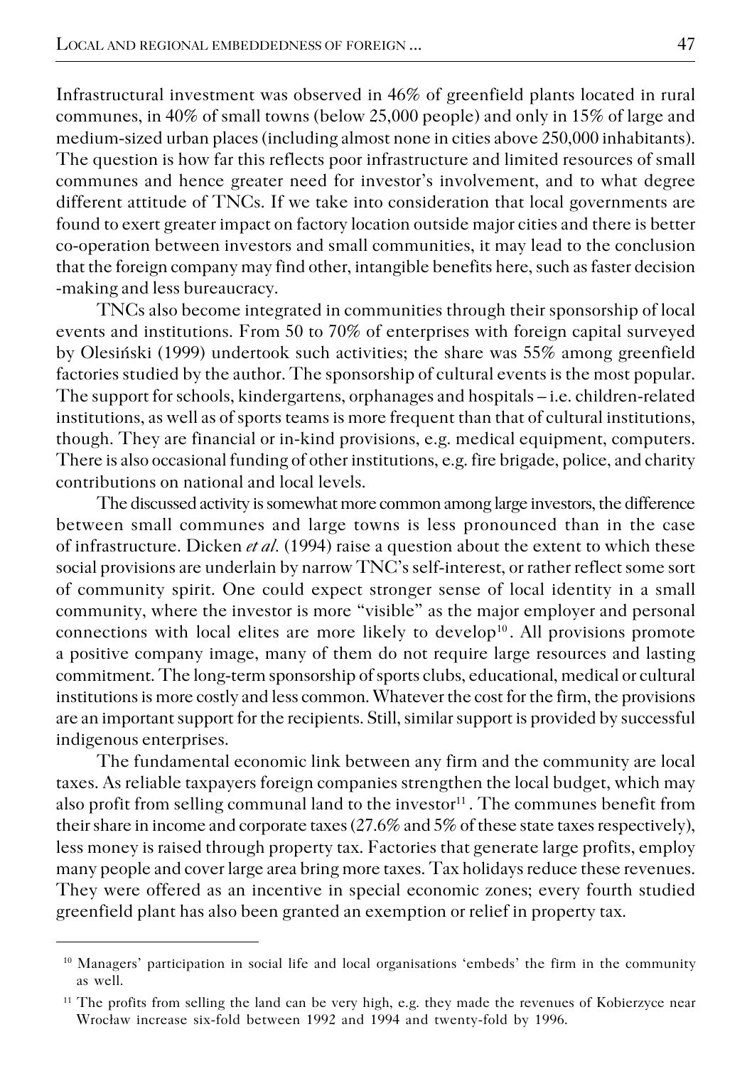Infrastructural investment was observed in 46% of greenfield plants located in rural communes, in 40% of small towns (below 25,000 people) and only in 15% of large and medium-sized urban places (including almost none in cities above 250,000 inhabitants). The question is how far this reflects poor infrastructure and limited resources of small communes and hence greater need for investor's involvement, and to what degree different attitude of TNCs. If we take into consideration that local governments are found to exert greater impact on factory location outside major cities and there is better co-operation between investors and small communities, it may lead to the conclusion that the foreign company may find other, intangible benefits here, such as faster decision -making and less bureaucracy.

TNCs also become integrated in communities through their sponsorship of local events and institutions. From 50 to 70% of enterprises with foreign capital surveyed by Olesiński (1999) undertook such activities; the share was 55% among greenfield factories studied by the author. The sponsorship of cultural events is the most popular. The support for schools, kindergartens, orphanages and hospitals – i.e. children-related institutions, as well as of sports teams is more frequent than that of cultural institutions, though. They are financial or in-kind provisions, e.g. medical equipment, computers. There is also occasional funding of other institutions, e.g. fire brigade, police, and charity contributions on national and local levels.

The discussed activity is somewhat more common among large investors, the difference between small communes and large towns is less pronounced than in the case of infrastructure. Dicken *et al.* (1994) raise a question about the extent to which these social provisions are underlain by narrow TNC's self-interest, or rather reflect some sort of community spirit. One could expect stronger sense of local identity in a small community, where the investor is more "visible" as the major employer and personal connections with local elites are more likely to develop[10]. All provisions promote a positive company image, many of them do not require large resources and lasting commitment. The long-term sponsorship of sports clubs, educational, medical or cultural institutions is more costly and less common. Whatever the cost for the firm, the provisions are an important support for the recipients. Still, similar support is provided by successful indigenous enterprises.

The fundamental economic link between any firm and the community are local taxes. As reliable taxpayers foreign companies strengthen the local budget, which may also profit from selling communal land to the investor[11]. The communes benefit from their share in income and corporate taxes (27.6% and 5% of these state taxes respectively), less money is raised through property tax. Factories that generate large profits, employ many people and cover large area bring more taxes. Tax holidays reduce these revenues. They were offered as an incentive in special economic zones; every fourth studied greenfield plant has also been granted an exemption or relief in property tax.

---

[10] Managers' participation in social life and local organisations 'embeds' the firm in the community as well.

[11] The profits from selling the land can be very high, e.g. they made the revenues of Kobierzyce near Wrocław increase six-fold between 1992 and 1994 and twenty-fold by 1996.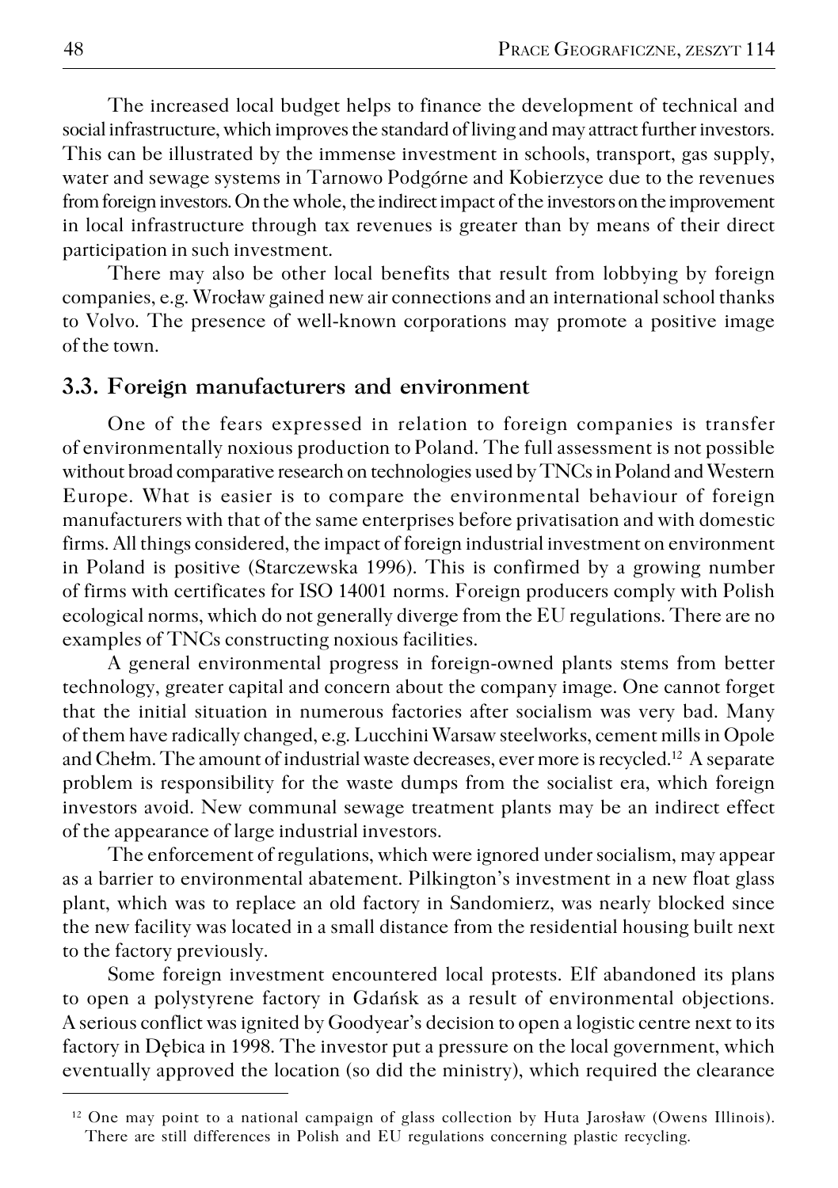The increased local budget helps to finance the development of technical and social infrastructure, which improves the standard of living and may attract further investors. This can be illustrated by the immense investment in schools, transport, gas supply, water and sewage systems in Tarnowo Podgórne and Kobierzyce due to the revenues from foreign investors. On the whole, the indirect impact of the investors on the improvement in local infrastructure through tax revenues is greater than by means of their direct participation in such investment.

There may also be other local benefits that result from lobbying by foreign companies, e.g. Wrocław gained new air connections and an international school thanks to Volvo. The presence of well-known corporations may promote a positive image of the town.

### 3.3. Foreign manufacturers and environment

One of the fears expressed in relation to foreign companies is transfer of environmentally noxious production to Poland. The full assessment is not possible without broad comparative research on technologies used by TNCs in Poland and Western Europe. What is easier is to compare the environmental behaviour of foreign manufacturers with that of the same enterprises before privatisation and with domestic firms. All things considered, the impact of foreign industrial investment on environment in Poland is positive (Starczewska 1996). This is confirmed by a growing number of firms with certificates for ISO 14001 norms. Foreign producers comply with Polish ecological norms, which do not generally diverge from the EU regulations. There are no examples of TNCs constructing noxious facilities.

A general environmental progress in foreign-owned plants stems from better technology, greater capital and concern about the company image. One cannot forget that the initial situation in numerous factories after socialism was very bad. Many of them have radically changed, e.g. Lucchini Warsaw steelworks, cement mills in Opole and Chełm. The amount of industrial waste decreases, ever more is recycled.[12] A separate problem is responsibility for the waste dumps from the socialist era, which foreign investors avoid. New communal sewage treatment plants may be an indirect effect of the appearance of large industrial investors.

The enforcement of regulations, which were ignored under socialism, may appear as a barrier to environmental abatement. Pilkington's investment in a new float glass plant, which was to replace an old factory in Sandomierz, was nearly blocked since the new facility was located in a small distance from the residential housing built next to the factory previously.

Some foreign investment encountered local protests. Elf abandoned its plans to open a polystyrene factory in Gdańsk as a result of environmental objections. A serious conflict was ignited by Goodyear's decision to open a logistic centre next to its factory in Dębica in 1998. The investor put a pressure on the local government, which eventually approved the location (so did the ministry), which required the clearance

---

[12] One may point to a national campaign of glass collection by Huta Jarosław (Owens Illinois). There are still differences in Polish and EU regulations concerning plastic recycling.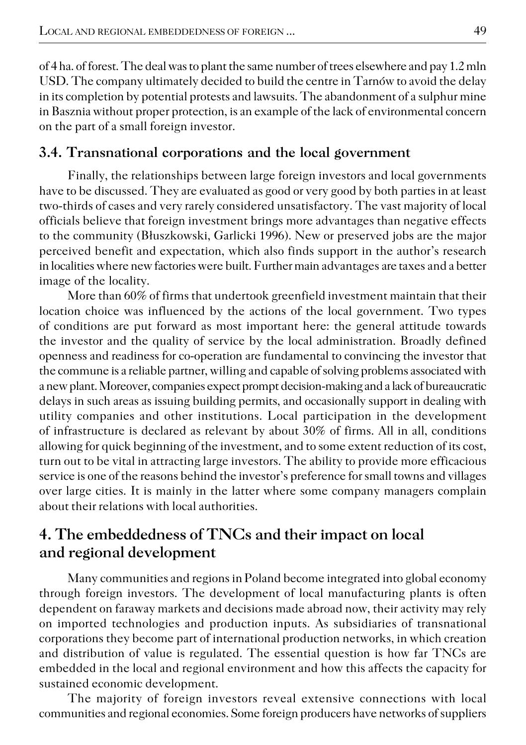of 4 ha. of forest. The deal was to plant the same number of trees elsewhere and pay 1.2 mln USD. The company ultimately decided to build the centre in Tarnów to avoid the delay in its completion by potential protests and lawsuits. The abandonment of a sulphur mine in Basznia without proper protection, is an example of the lack of environmental concern on the part of a small foreign investor.

### 3.4. Transnational corporations and the local government

Finally, the relationships between large foreign investors and local governments have to be discussed. They are evaluated as good or very good by both parties in at least two-thirds of cases and very rarely considered unsatisfactory. The vast majority of local officials believe that foreign investment brings more advantages than negative effects to the community (Błuszkowski, Garlicki 1996). New or preserved jobs are the major perceived benefit and expectation, which also finds support in the author's research in localities where new factories were built. Further main advantages are taxes and a better image of the locality.

More than 60% of firms that undertook greenfield investment maintain that their location choice was influenced by the actions of the local government. Two types of conditions are put forward as most important here: the general attitude towards the investor and the quality of service by the local administration. Broadly defined openness and readiness for co-operation are fundamental to convincing the investor that the commune is a reliable partner, willing and capable of solving problems associated with a new plant. Moreover, companies expect prompt decision-making and a lack of bureaucratic delays in such areas as issuing building permits, and occasionally support in dealing with utility companies and other institutions. Local participation in the development of infrastructure is declared as relevant by about 30% of firms. All in all, conditions allowing for quick beginning of the investment, and to some extent reduction of its cost, turn out to be vital in attracting large investors. The ability to provide more efficacious service is one of the reasons behind the investor's preference for small towns and villages over large cities. It is mainly in the latter where some company managers complain about their relations with local authorities.

## 4. The embeddedness of TNCs and their impact on local and regional development

Many communities and regions in Poland become integrated into global economy through foreign investors. The development of local manufacturing plants is often dependent on faraway markets and decisions made abroad now, their activity may rely on imported technologies and production inputs. As subsidiaries of transnational corporations they become part of international production networks, in which creation and distribution of value is regulated. The essential question is how far TNCs are embedded in the local and regional environment and how this affects the capacity for sustained economic development.

The majority of foreign investors reveal extensive connections with local communities and regional economies. Some foreign producers have networks of suppliers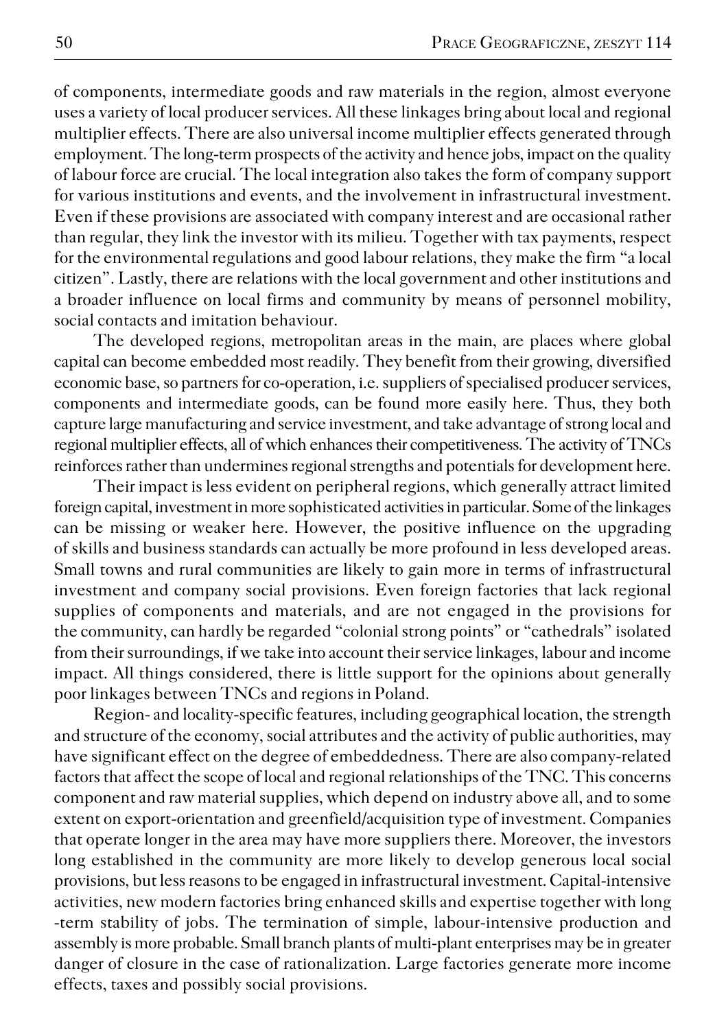of components, intermediate goods and raw materials in the region, almost everyone uses a variety of local producer services. All these linkages bring about local and regional multiplier effects. There are also universal income multiplier effects generated through employment. The long-term prospects of the activity and hence jobs, impact on the quality of labour force are crucial. The local integration also takes the form of company support for various institutions and events, and the involvement in infrastructural investment. Even if these provisions are associated with company interest and are occasional rather than regular, they link the investor with its milieu. Together with tax payments, respect for the environmental regulations and good labour relations, they make the firm "a local citizen". Lastly, there are relations with the local government and other institutions and a broader influence on local firms and community by means of personnel mobility, social contacts and imitation behaviour.

The developed regions, metropolitan areas in the main, are places where global capital can become embedded most readily. They benefit from their growing, diversified economic base, so partners for co-operation, i.e. suppliers of specialised producer services, components and intermediate goods, can be found more easily here. Thus, they both capture large manufacturing and service investment, and take advantage of strong local and regional multiplier effects, all of which enhances their competitiveness. The activity of TNCs reinforces rather than undermines regional strengths and potentials for development here.

Their impact is less evident on peripheral regions, which generally attract limited foreign capital, investment in more sophisticated activities in particular. Some of the linkages can be missing or weaker here. However, the positive influence on the upgrading of skills and business standards can actually be more profound in less developed areas. Small towns and rural communities are likely to gain more in terms of infrastructural investment and company social provisions. Even foreign factories that lack regional supplies of components and materials, and are not engaged in the provisions for the community, can hardly be regarded "colonial strong points" or "cathedrals" isolated from their surroundings, if we take into account their service linkages, labour and income impact. All things considered, there is little support for the opinions about generally poor linkages between TNCs and regions in Poland.

Region- and locality-specific features, including geographical location, the strength and structure of the economy, social attributes and the activity of public authorities, may have significant effect on the degree of embeddedness. There are also company-related factors that affect the scope of local and regional relationships of the TNC. This concerns component and raw material supplies, which depend on industry above all, and to some extent on export-orientation and greenfield/acquisition type of investment. Companies that operate longer in the area may have more suppliers there. Moreover, the investors long established in the community are more likely to develop generous local social provisions, but less reasons to be engaged in infrastructural investment. Capital-intensive activities, new modern factories bring enhanced skills and expertise together with long-term stability of jobs. The termination of simple, labour-intensive production and assembly is more probable. Small branch plants of multi-plant enterprises may be in greater danger of closure in the case of rationalization. Large factories generate more income effects, taxes and possibly social provisions.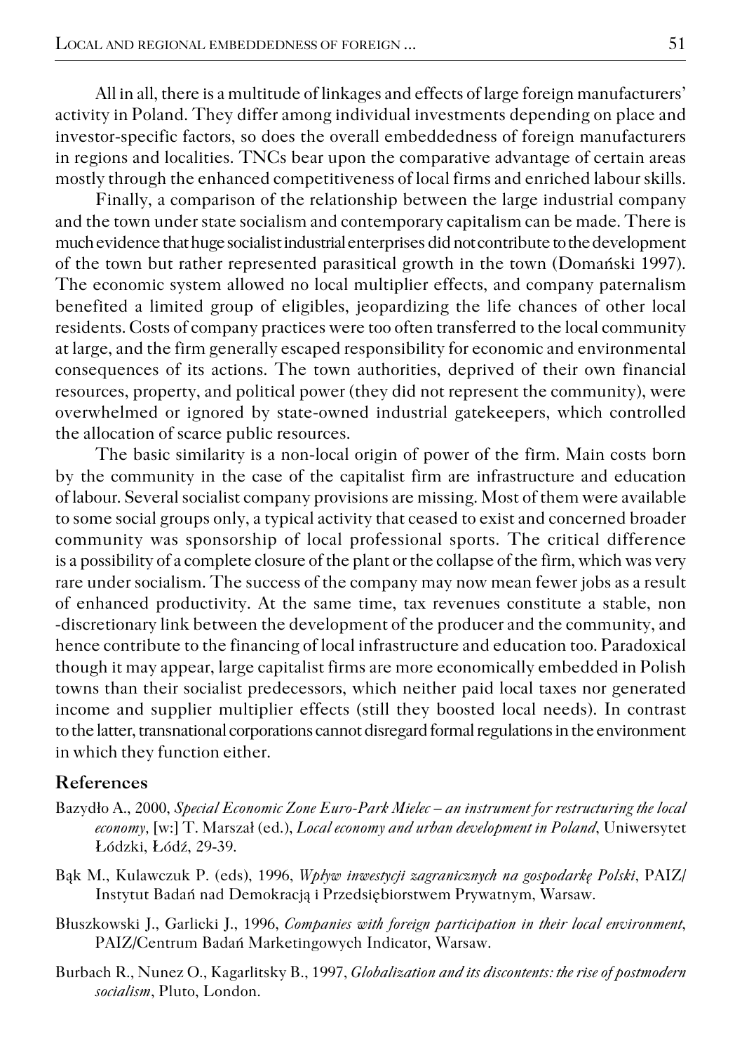All in all, there is a multitude of linkages and effects of large foreign manufacturers' activity in Poland. They differ among individual investments depending on place and investor-specific factors, so does the overall embeddedness of foreign manufacturers in regions and localities. TNCs bear upon the comparative advantage of certain areas mostly through the enhanced competitiveness of local firms and enriched labour skills.

Finally, a comparison of the relationship between the large industrial company and the town under state socialism and contemporary capitalism can be made. There is much evidence that huge socialist industrial enterprises did not contribute to the development of the town but rather represented parasitical growth in the town (Domański 1997). The economic system allowed no local multiplier effects, and company paternalism benefited a limited group of eligibles, jeopardizing the life chances of other local residents. Costs of company practices were too often transferred to the local community at large, and the firm generally escaped responsibility for economic and environmental consequences of its actions. The town authorities, deprived of their own financial resources, property, and political power (they did not represent the community), were overwhelmed or ignored by state-owned industrial gatekeepers, which controlled the allocation of scarce public resources.

The basic similarity is a non-local origin of power of the firm. Main costs born by the community in the case of the capitalist firm are infrastructure and education of labour. Several socialist company provisions are missing. Most of them were available to some social groups only, a typical activity that ceased to exist and concerned broader community was sponsorship of local professional sports. The critical difference is a possibility of a complete closure of the plant or the collapse of the firm, which was very rare under socialism. The success of the company may now mean fewer jobs as a result of enhanced productivity. At the same time, tax revenues constitute a stable, non -discretionary link between the development of the producer and the community, and hence contribute to the financing of local infrastructure and education too. Paradoxical though it may appear, large capitalist firms are more economically embedded in Polish towns than their socialist predecessors, which neither paid local taxes nor generated income and supplier multiplier effects (still they boosted local needs). In contrast to the latter, transnational corporations cannot disregard formal regulations in the environment in which they function either.

## References

Bazydło A., 2000, *Special Economic Zone Euro-Park Mielec – an instrument for restructuring the local economy*, [w:] T. Marszał (ed.), *Local economy and urban development in Poland*, Uniwersytet Łódzki, Łódź, 29-39.

Bąk M., Kulawczuk P. (eds), 1996, *Wpływ inwestycji zagranicznych na gospodarkę Polski*, PAIZ/ Instytut Badań nad Demokracją i Przedsiębiorstwem Prywatnym, Warsaw.

Błuszkowski J., Garlicki J., 1996, *Companies with foreign participation in their local environment*, PAIZ/Centrum Badań Marketingowych Indicator, Warsaw.

Burbach R., Nunez O., Kagarlitsky B., 1997, *Globalization and its discontents: the rise of postmodern socialism*, Pluto, London.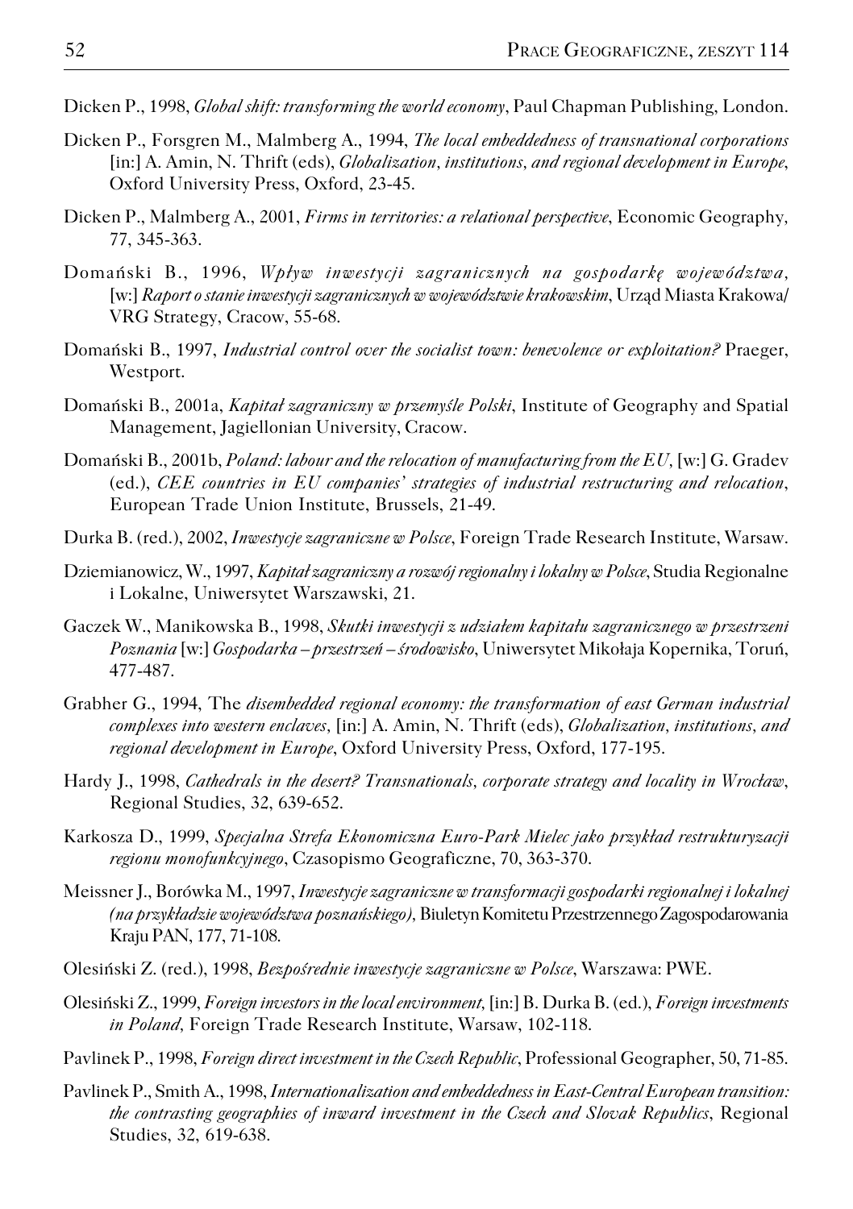Dicken P., 1998, *Global shift: transforming the world economy*, Paul Chapman Publishing, London.

Dicken P., Forsgren M., Malmberg A., 1994, *The local embeddedness of transnational corporations* [in:] A. Amin, N. Thrift (eds), *Globalization, institutions, and regional development in Europe*, Oxford University Press, Oxford, 23-45.

Dicken P., Malmberg A., 2001, *Firms in territories: a relational perspective*, Economic Geography, 77, 345-363.

Domański B., 1996, *Wpływ inwestycji zagranicznych na gospodarkę województwa*, [w:] *Raport o stanie inwestycji zagranicznych w województwie krakowskim*, Urząd Miasta Krakowa/VRG Strategy, Cracow, 55-68.

Domański B., 1997, *Industrial control over the socialist town: benevolence or exploitation?* Praeger, Westport.

Domański B., 2001a, *Kapitał zagraniczny w przemyśle Polski*, Institute of Geography and Spatial Management, Jagiellonian University, Cracow.

Domański B., 2001b, *Poland: labour and the relocation of manufacturing from the EU*, [w:] G. Gradev (ed.), *CEE countries in EU companies' strategies of industrial restructuring and relocation*, European Trade Union Institute, Brussels, 21-49.

Durka B. (red.), 2002, *Inwestycje zagraniczne w Polsce*, Foreign Trade Research Institute, Warsaw.

Dziemianowicz, W., 1997, *Kapitał zagraniczny a rozwój regionalny i lokalny w Polsce*, Studia Regionalne i Lokalne, Uniwersytet Warszawski, 21.

Gaczek W., Manikowska B., 1998, *Skutki inwestycji z udziałem kapitału zagranicznego w przestrzeni Poznania* [w:] *Gospodarka – przestrzeń – środowisko*, Uniwersytet Mikołaja Kopernika, Toruń, 477-487.

Grabher G., 1994, The *disembedded regional economy: the transformation of east German industrial complexes into western enclaves*, [in:] A. Amin, N. Thrift (eds), *Globalization, institutions, and regional development in Europe*, Oxford University Press, Oxford, 177-195.

Hardy J., 1998, *Cathedrals in the desert? Transnationals, corporate strategy and locality in Wrocław*, Regional Studies, 32, 639-652.

Karkosza D., 1999, *Specjalna Strefa Ekonomiczna Euro-Park Mielec jako przykład restrukturyzacji regionu monofunkcyjnego*, Czasopismo Geograficzne, 70, 363-370.

Meissner J., Borówka M., 1997, *Inwestycje zagraniczne w transformacji gospodarki regionalnej i lokalnej (na przykładzie województwa poznańskiego)*, Biuletyn Komitetu Przestrzennego Zagospodarowania Kraju PAN, 177, 71-108.

Olesiński Z. (red.), 1998, *Bezpośrednie inwestycje zagraniczne w Polsce*, Warszawa: PWE.

Olesiński Z., 1999, *Foreign investors in the local environment*, [in:] B. Durka B. (ed.), *Foreign investments in Poland*, Foreign Trade Research Institute, Warsaw, 102-118.

Pavlinek P., 1998, *Foreign direct investment in the Czech Republic*, Professional Geographer, 50, 71-85.

Pavlinek P., Smith A., 1998, *Internationalization and embeddedness in East-Central European transition: the contrasting geographies of inward investment in the Czech and Slovak Republics*, Regional Studies, 32, 619-638.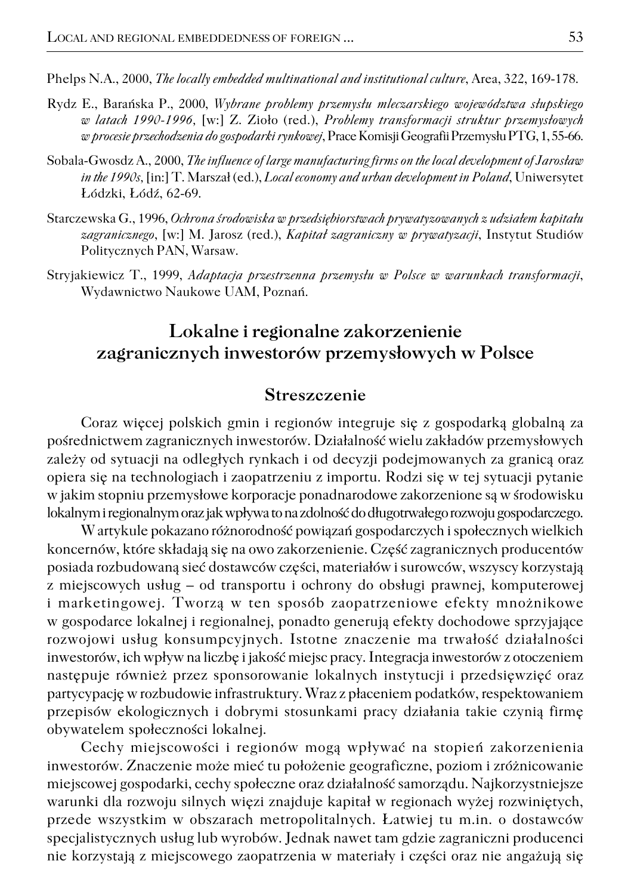Phelps N.A., 2000, *The locally embedded multinational and institutional culture*, Area, 322, 169-178.

Rydz E., Barańska P., 2000, *Wybrane problemy przemysłu mleczarskiego województwa słupskiego w latach 1990-1996*, [w:] Z. Zioło (red.), *Problemy transformacji struktur przemysłowych w procesie przechodzenia do gospodarki rynkowej*, Prace Komisji Geografii Przemysłu PTG, 1, 55-66.

Sobala-Gwosdz A., 2000, *The influence of large manufacturing firms on the local development of Jarosław in the 1990s*, [in:] T. Marszał (ed.), *Local economy and urban development in Poland*, Uniwersytet Łódzki, Łódź, 62-69.

Starczewska G., 1996, *Ochrona środowiska w przedsiębiorstwach prywatyzowanych z udziałem kapitału zagranicznego*, [w:] M. Jarosz (red.), *Kapitał zagraniczny w prywatyzacji*, Instytut Studiów Politycznych PAN, Warsaw.

Stryjakiewicz T., 1999, *Adaptacja przestrzenna przemysłu w Polsce w warunkach transformacji*, Wydawnictwo Naukowe UAM, Poznań.

# Lokalne i regionalne zakorzenienie zagranicznych inwestorów przemysłowych w Polsce

## Streszczenie

Coraz więcej polskich gmin i regionów integruje się z gospodarką globalną za pośrednictwem zagranicznych inwestorów. Działalność wielu zakładów przemysłowych zależy od sytuacji na odległych rynkach i od decyzji podejmowanych za granicą oraz opiera się na technologiach i zaopatrzeniu z importu. Rodzi się w tej sytuacji pytanie w jakim stopniu przemysłowe korporacje ponadnarodowe zakorzenione są w środowisku lokalnym i regionalnym oraz jak wpływa to na zdolność do długotrwałego rozwoju gospodarczego.

W artykule pokazano różnorodność powiązań gospodarczych i społecznych wielkich koncernów, które składają się na owo zakorzenienie. Część zagranicznych producentów posiada rozbudowaną sieć dostawców części, materiałów i surowców, wszyscy korzystają z miejscowych usług – od transportu i ochrony do obsługi prawnej, komputerowej i marketingowej. Tworzą w ten sposób zaopatrzeniowe efekty mnożnikowe w gospodarce lokalnej i regionalnej, ponadto generują efekty dochodowe sprzyjające rozwojowi usług konsumpcyjnych. Istotne znaczenie ma trwałość działalności inwestorów, ich wpływ na liczbę i jakość miejsc pracy. Integracja inwestorów z otoczeniem następuje również przez sponsorowanie lokalnych instytucji i przedsięwzięć oraz partycypację w rozbudowie infrastruktury. Wraz z płaceniem podatków, respektowaniem przepisów ekologicznych i dobrymi stosunkami pracy działania takie czynią firmę obywatelem społeczności lokalnej.

Cechy miejscowości i regionów mogą wpływać na stopień zakorzenienia inwestorów. Znaczenie może mieć tu położenie geograficzne, poziom i zróżnicowanie miejscowej gospodarki, cechy społeczne oraz działalność samorządu. Najkorzystniejsze warunki dla rozwoju silnych więzi znajduje kapitał w regionach wyżej rozwiniętych, przede wszystkim w obszarach metropolitalnych. Łatwiej tu m.in. o dostawców specjalistycznych usług lub wyrobów. Jednak nawet tam gdzie zagraniczni producenci nie korzystają z miejscowego zaopatrzenia w materiały i części oraz nie angażują się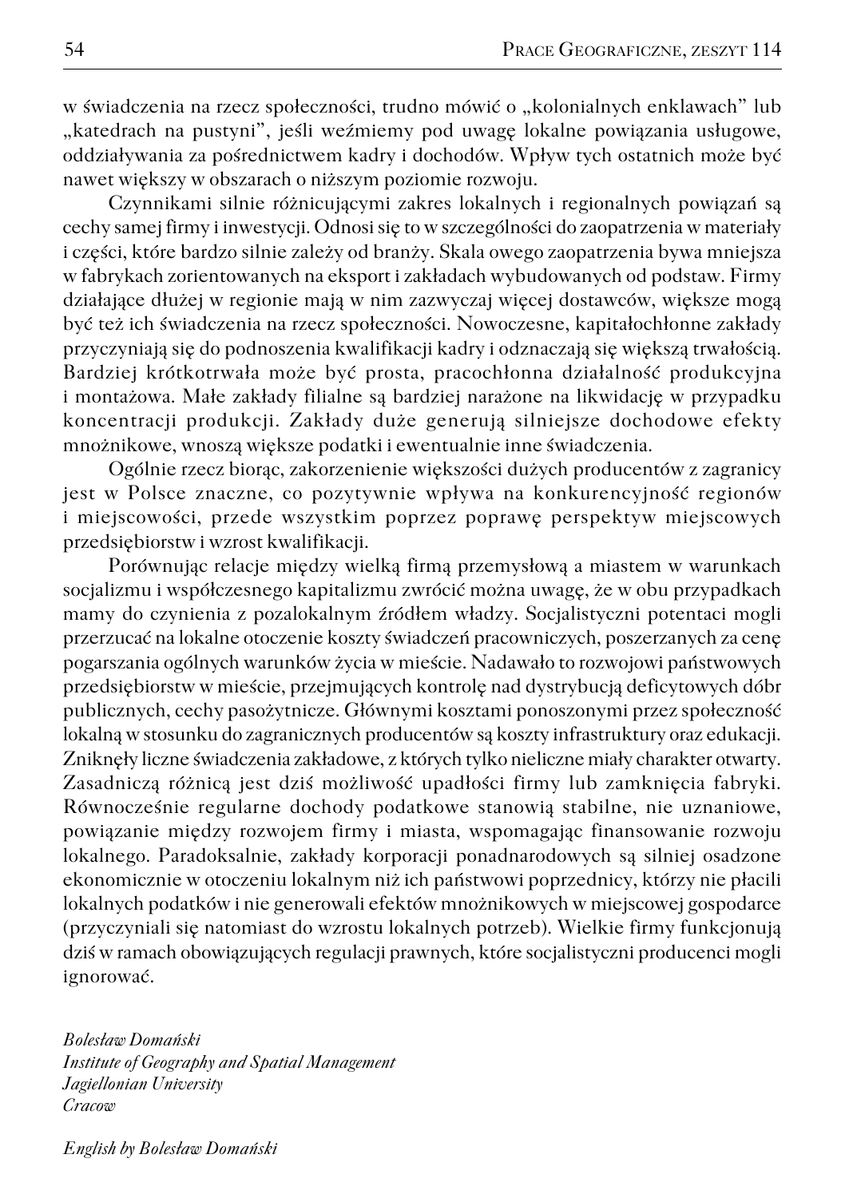w świadczenia na rzecz społeczności, trudno mówić o „kolonialnych enklawach" lub „katedrach na pustyni", jeśli weźmiemy pod uwagę lokalne powiązania usługowe, oddziaływania za pośrednictwem kadry i dochodów. Wpływ tych ostatnich może być nawet większy w obszarach o niższym poziomie rozwoju.

Czynnikami silnie różnicującymi zakres lokalnych i regionalnych powiązań są cechy samej firmy i inwestycji. Odnosi się to w szczególności do zaopatrzenia w materiały i części, które bardzo silnie zależy od branży. Skala owego zaopatrzenia bywa mniejsza w fabrykach zorientowanych na eksport i zakładach wybudowanych od podstaw. Firmy działające dłużej w regionie mają w nim zazwyczaj więcej dostawców, większe mogą być też ich świadczenia na rzecz społeczności. Nowoczesne, kapitałochłonne zakłady przyczyniają się do podnoszenia kwalifikacji kadry i odznaczają się większą trwałością. Bardziej krótkotrwała może być prosta, pracochłonna działalność produkcyjna i montażowa. Małe zakłady filialne są bardziej narażone na likwidację w przypadku koncentracji produkcji. Zakłady duże generują silniejsze dochodowe efekty mnożnikowe, wnoszą większe podatki i ewentualnie inne świadczenia.

Ogólnie rzecz biorąc, zakorzenienie większości dużych producentów z zagranicy jest w Polsce znaczne, co pozytywnie wpływa na konkurencyjność regionów i miejscowości, przede wszystkim poprzez poprawę perspektyw miejscowych przedsiębiorstw i wzrost kwalifikacji.

Porównując relacje między wielką firmą przemysłową a miastem w warunkach socjalizmu i współczesnego kapitalizmu zwrócić można uwagę, że w obu przypadkach mamy do czynienia z pozalokalnym źródłem władzy. Socjalistyczni potentaci mogli przerzucać na lokalne otoczenie koszty świadczeń pracowniczych, poszerzanych za cenę pogarszania ogólnych warunków życia w mieście. Nadawało to rozwojowi państwowych przedsiębiorstw w mieście, przejmujących kontrolę nad dystrybucją deficytowych dóbr publicznych, cechy pasożytnicze. Głównymi kosztami ponoszonymi przez społeczność lokalną w stosunku do zagranicznych producentów są koszty infrastruktury oraz edukacji. Zniknęły liczne świadczenia zakładowe, z których tylko nieliczne miały charakter otwarty. Zasadniczą różnicą jest dziś możliwość upadłości firmy lub zamknięcia fabryki. Równocześnie regularne dochody podatkowe stanowią stabilne, nie uznaniowe, powiązanie między rozwojem firmy i miasta, wspomagając finansowanie rozwoju lokalnego. Paradoksalnie, zakłady korporacji ponadnarodowych są silniej osadzone ekonomicznie w otoczeniu lokalnym niż ich państwowi poprzednicy, którzy nie płacili lokalnych podatków i nie generowali efektów mnożnikowych w miejscowej gospodarce (przyczyniali się natomiast do wzrostu lokalnych potrzeb). Wielkie firmy funkcjonują dziś w ramach obowiązujących regulacji prawnych, które socjalistyczni producenci mogli ignorować.

*Bolesław Domański*
*Institute of Geography and Spatial Management*
*Jagiellonian University*
*Cracow*

*English by Bolesław Domański*